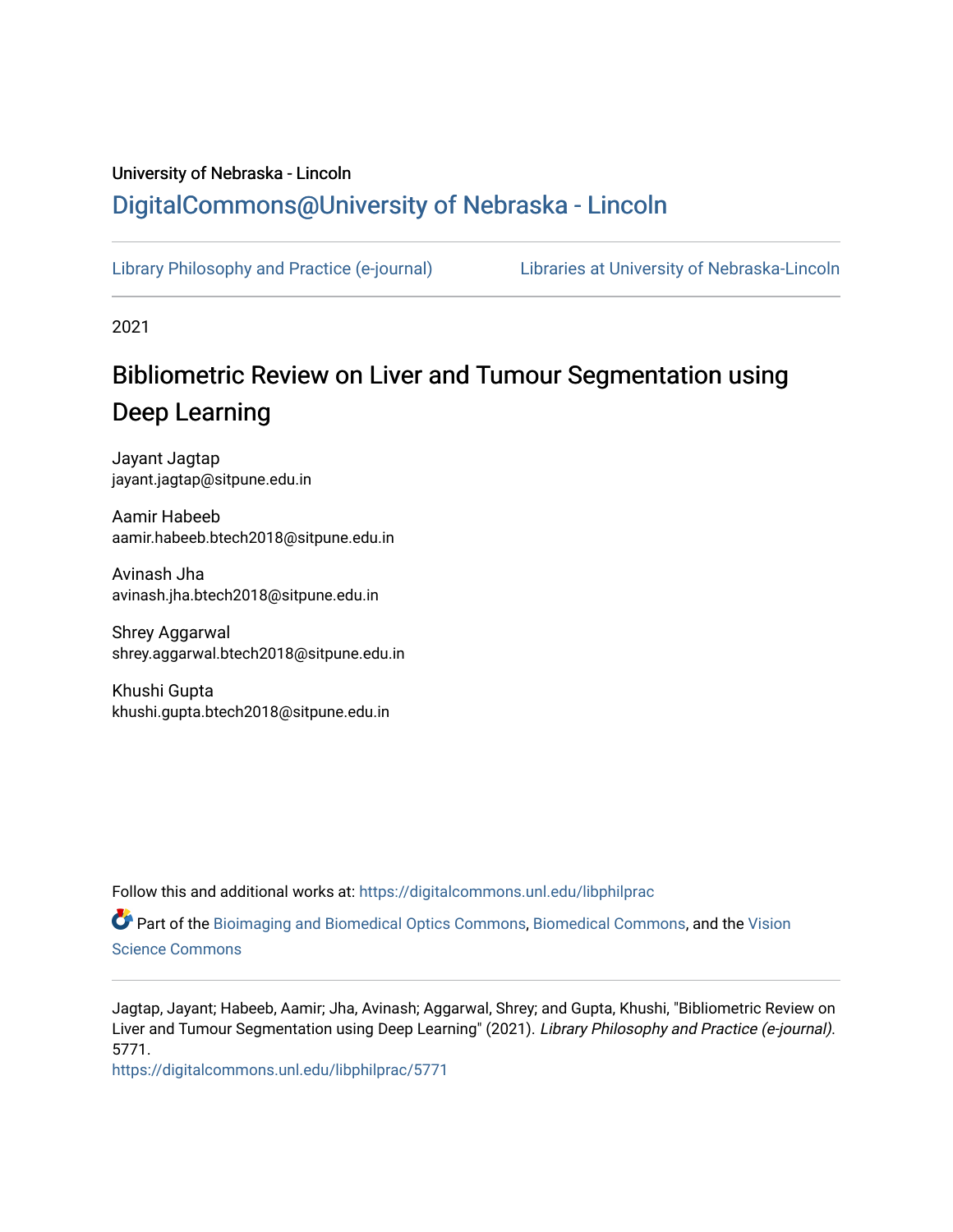University of Nebraska - Lincoln

## DigitalCommons@University of Nebraska - Lincoln

Library Philosophy and Practice (e-journal) Libraries at University of Nebraska-Lincoln

2021

# Bibliometric Review on Liver and Tumour Segmentation using Deep Learning

Jayant Jagtap
jayant.jagtap@sitpune.edu.in

Aamir Habeeb
aamir.habeeb.btech2018@sitpune.edu.in

Avinash Jha
avinash.jha.btech2018@sitpune.edu.in

Shrey Aggarwal
shrey.aggarwal.btech2018@sitpune.edu.in

Khushi Gupta
khushi.gupta.btech2018@sitpune.edu.in

Follow this and additional works at: https://digitalcommons.unl.edu/libphilprac

Part of the Bioimaging and Biomedical Optics Commons, Biomedical Commons, and the Vision Science Commons

Jagtap, Jayant; Habeeb, Aamir; Jha, Avinash; Aggarwal, Shrey; and Gupta, Khushi, "Bibliometric Review on Liver and Tumour Segmentation using Deep Learning" (2021). *Library Philosophy and Practice (e-journal)*. 5771.
https://digitalcommons.unl.edu/libphilprac/5771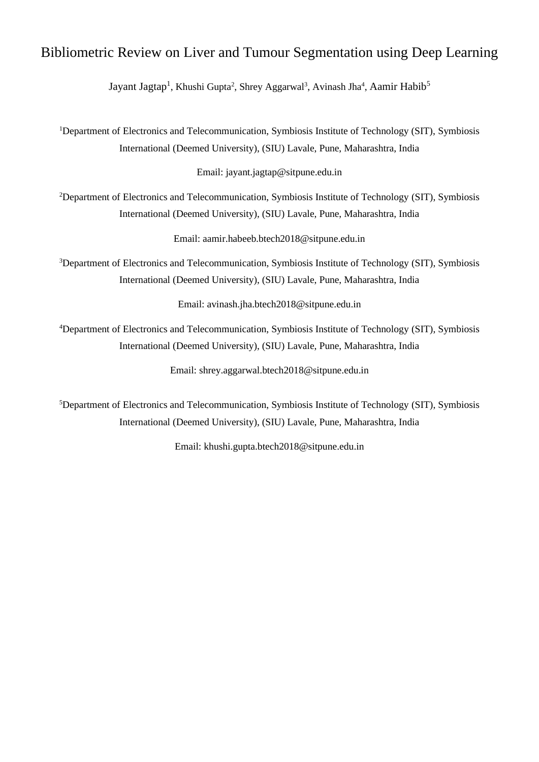# Bibliometric Review on Liver and Tumour Segmentation using Deep Learning

Jayant Jagtap[1], Khushi Gupta[2], Shrey Aggarwal[3], Avinash Jha[4], Aamir Habib[5]

[1]Department of Electronics and Telecommunication, Symbiosis Institute of Technology (SIT), Symbiosis International (Deemed University), (SIU) Lavale, Pune, Maharashtra, India

Email: jayant.jagtap@sitpune.edu.in

[2]Department of Electronics and Telecommunication, Symbiosis Institute of Technology (SIT), Symbiosis International (Deemed University), (SIU) Lavale, Pune, Maharashtra, India

Email: aamir.habeeb.btech2018@sitpune.edu.in

[3]Department of Electronics and Telecommunication, Symbiosis Institute of Technology (SIT), Symbiosis International (Deemed University), (SIU) Lavale, Pune, Maharashtra, India

Email: avinash.jha.btech2018@sitpune.edu.in

[4]Department of Electronics and Telecommunication, Symbiosis Institute of Technology (SIT), Symbiosis International (Deemed University), (SIU) Lavale, Pune, Maharashtra, India

Email: shrey.aggarwal.btech2018@sitpune.edu.in

[5]Department of Electronics and Telecommunication, Symbiosis Institute of Technology (SIT), Symbiosis International (Deemed University), (SIU) Lavale, Pune, Maharashtra, India

Email: khushi.gupta.btech2018@sitpune.edu.in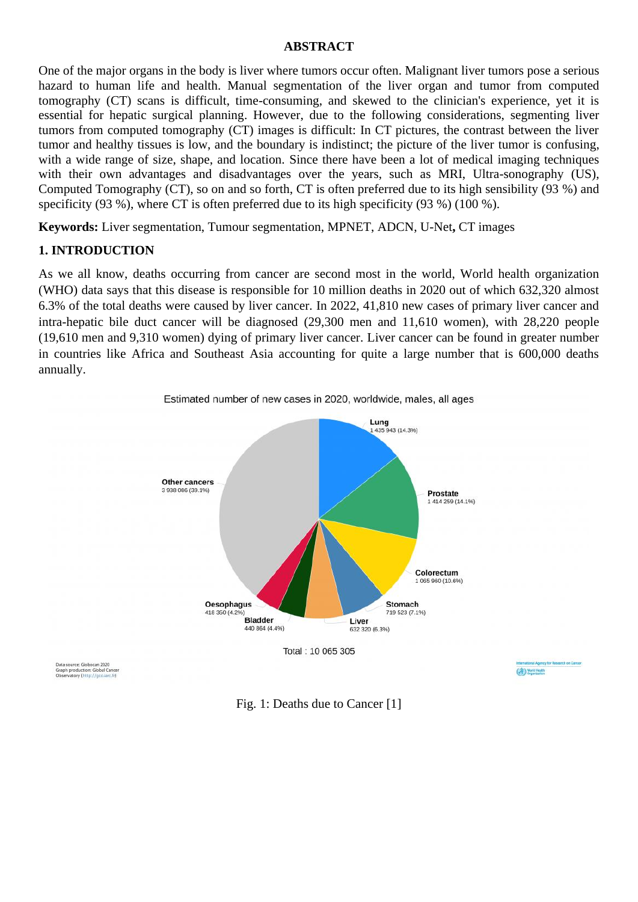## ABSTRACT

One of the major organs in the body is liver where tumors occur often. Malignant liver tumors pose a serious hazard to human life and health. Manual segmentation of the liver organ and tumor from computed tomography (CT) scans is difficult, time-consuming, and skewed to the clinician's experience, yet it is essential for hepatic surgical planning. However, due to the following considerations, segmenting liver tumors from computed tomography (CT) images is difficult: In CT pictures, the contrast between the liver tumor and healthy tissues is low, and the boundary is indistinct; the picture of the liver tumor is confusing, with a wide range of size, shape, and location. Since there have been a lot of medical imaging techniques with their own advantages and disadvantages over the years, such as MRI, Ultra-sonography (US), Computed Tomography (CT), so on and so forth, CT is often preferred due to its high sensibility (93 %) and specificity (93 %), where CT is often preferred due to its high specificity (93 %) (100 %).

**Keywords:** Liver segmentation, Tumour segmentation, MPNET, ADCN, U-Net**,** CT images

## 1. INTRODUCTION

As we all know, deaths occurring from cancer are second most in the world, World health organization (WHO) data says that this disease is responsible for 10 million deaths in 2020 out of which 632,320 almost 6.3% of the total deaths were caused by liver cancer. In 2022, 41,810 new cases of primary liver cancer and intra-hepatic bile duct cancer will be diagnosed (29,300 men and 11,610 women), with 28,220 people (19,610 men and 9,310 women) dying of primary liver cancer. Liver cancer can be found in greater number in countries like Africa and Southeast Asia accounting for quite a large number that is 600,000 deaths annually.

Estimated number of new cases in 2020, worldwide, males, all ages

Lung
1 435 943 (14.3%)

Prostate
1 414 259 (14.1%)

Colorectum
1 065 960 (10.6%)

Stomach
719 523 (7.1%)

Liver
632 320 (6.3%)

Bladder
440 864 (4.4%)

Oesophagus
418 350 (4.2%)

Other cancers
3 938 086 (39.1%)

Total : 10 065 305

Data source: Globocan 2020
Graph production: Global Cancer Observatory (http://gco.iarc.fr)

International Agency for Research on Cancer
World Health Organization

Fig. 1: Deaths due to Cancer [1]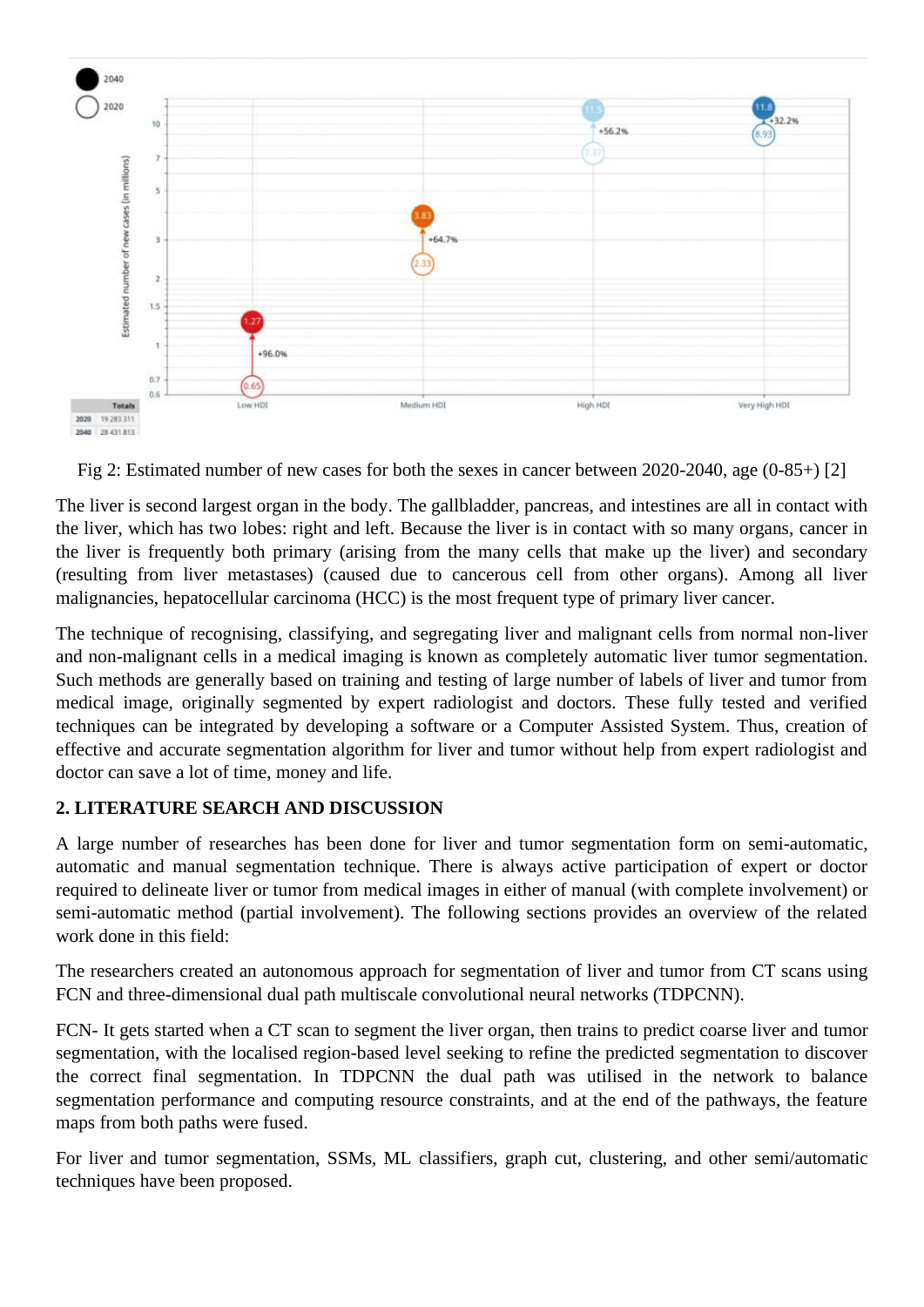2040

2020

Estimated number of new cases (in millions)

10
7
5
3
2
1.5
1
0.7
0.6

1.27
0.65
+96.0%
3.83
2.33
+64.7%
11.5
7.37
+56.2%
11.8
8.93
+32.2%

Low HDI
Medium HDI
High HDI
Very High HDI

Totals
2020 19 283 311
2040 28 431 813

Fig 2: Estimated number of new cases for both the sexes in cancer between 2020-2040, age (0-85+) [2]

The liver is second largest organ in the body. The gallbladder, pancreas, and intestines are all in contact with the liver, which has two lobes: right and left. Because the liver is in contact with so many organs, cancer in the liver is frequently both primary (arising from the many cells that make up the liver) and secondary (resulting from liver metastases) (caused due to cancerous cell from other organs). Among all liver malignancies, hepatocellular carcinoma (HCC) is the most frequent type of primary liver cancer.

The technique of recognising, classifying, and segregating liver and malignant cells from normal non-liver and non-malignant cells in a medical imaging is known as completely automatic liver tumor segmentation. Such methods are generally based on training and testing of large number of labels of liver and tumor from medical image, originally segmented by expert radiologist and doctors. These fully tested and verified techniques can be integrated by developing a software or a Computer Assisted System. Thus, creation of effective and accurate segmentation algorithm for liver and tumor without help from expert radiologist and doctor can save a lot of time, money and life.

## 2. LITERATURE SEARCH AND DISCUSSION

A large number of researches has been done for liver and tumor segmentation form on semi-automatic, automatic and manual segmentation technique. There is always active participation of expert or doctor required to delineate liver or tumor from medical images in either of manual (with complete involvement) or semi-automatic method (partial involvement). The following sections provides an overview of the related work done in this field:

The researchers created an autonomous approach for segmentation of liver and tumor from CT scans using FCN and three-dimensional dual path multiscale convolutional neural networks (TDPCNN).

FCN- It gets started when a CT scan to segment the liver organ, then trains to predict coarse liver and tumor segmentation, with the localised region-based level seeking to refine the predicted segmentation to discover the correct final segmentation. In TDPCNN the dual path was utilised in the network to balance segmentation performance and computing resource constraints, and at the end of the pathways, the feature maps from both paths were fused.

For liver and tumor segmentation, SSMs, ML classifiers, graph cut, clustering, and other semi/automatic techniques have been proposed.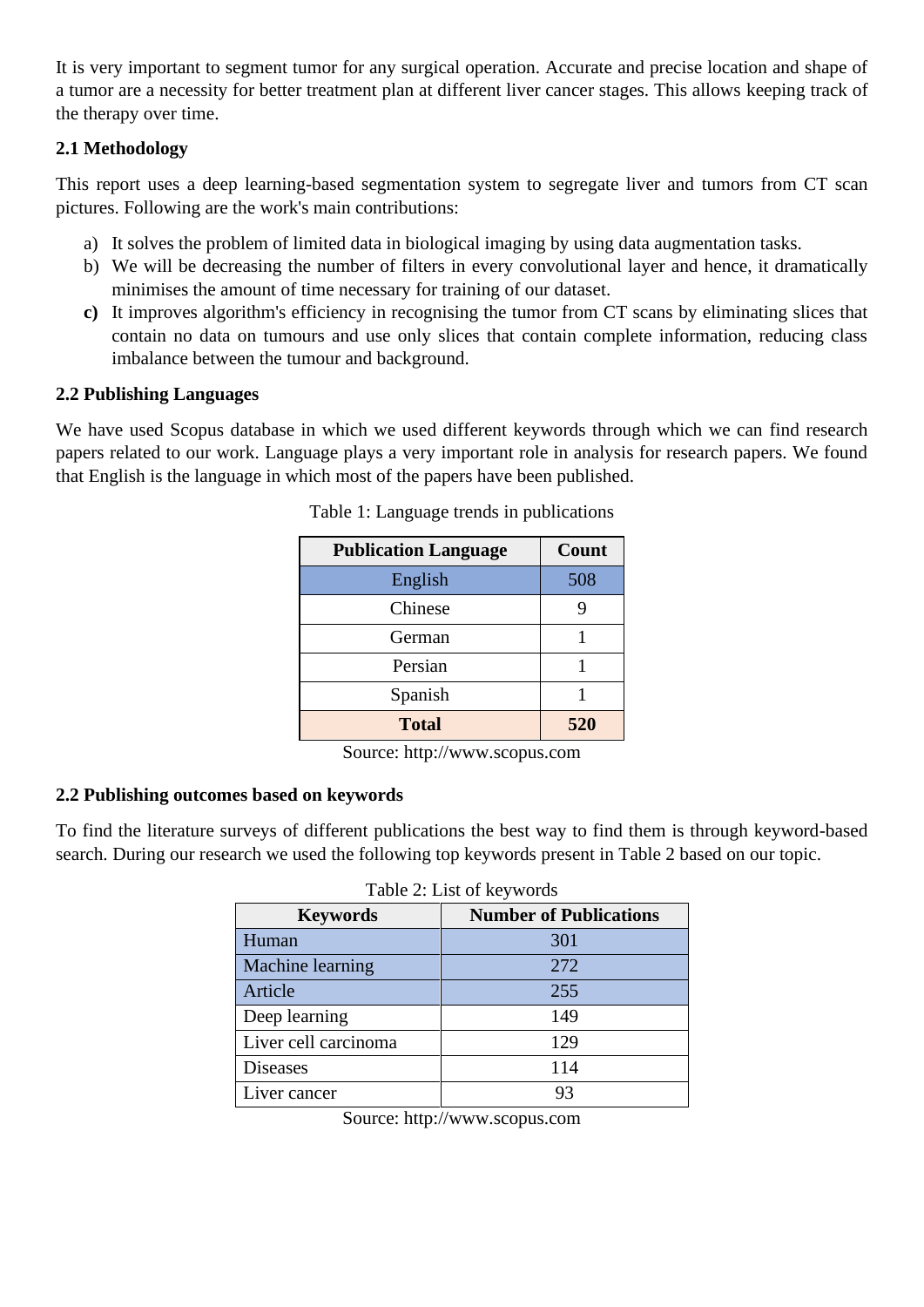It is very important to segment tumor for any surgical operation. Accurate and precise location and shape of a tumor are a necessity for better treatment plan at different liver cancer stages. This allows keeping track of the therapy over time.

**2.1 Methodology**

This report uses a deep learning-based segmentation system to segregate liver and tumors from CT scan pictures. Following are the work's main contributions:

a) It solves the problem of limited data in biological imaging by using data augmentation tasks.
b) We will be decreasing the number of filters in every convolutional layer and hence, it dramatically minimises the amount of time necessary for training of our dataset.
**c)** It improves algorithm's efficiency in recognising the tumor from CT scans by eliminating slices that contain no data on tumours and use only slices that contain complete information, reducing class imbalance between the tumour and background.

**2.2 Publishing Languages**

We have used Scopus database in which we used different keywords through which we can find research papers related to our work. Language plays a very important role in analysis for research papers. We found that English is the language in which most of the papers have been published.

Table 1: Language trends in publications

| Publication Language | Count |
|---|---|
| English | 508 |
| Chinese | 9 |
| German | 1 |
| Persian | 1 |
| Spanish | 1 |
| **Total** | **520** |

Source: http://www.scopus.com

**2.2 Publishing outcomes based on keywords**

To find the literature surveys of different publications the best way to find them is through keyword-based search. During our research we used the following top keywords present in Table 2 based on our topic.

Table 2: List of keywords

| Keywords | Number of Publications |
|---|---|
| Human | 301 |
| Machine learning | 272 |
| Article | 255 |
| Deep learning | 149 |
| Liver cell carcinoma | 129 |
| Diseases | 114 |
| Liver cancer | 93 |

Source: http://www.scopus.com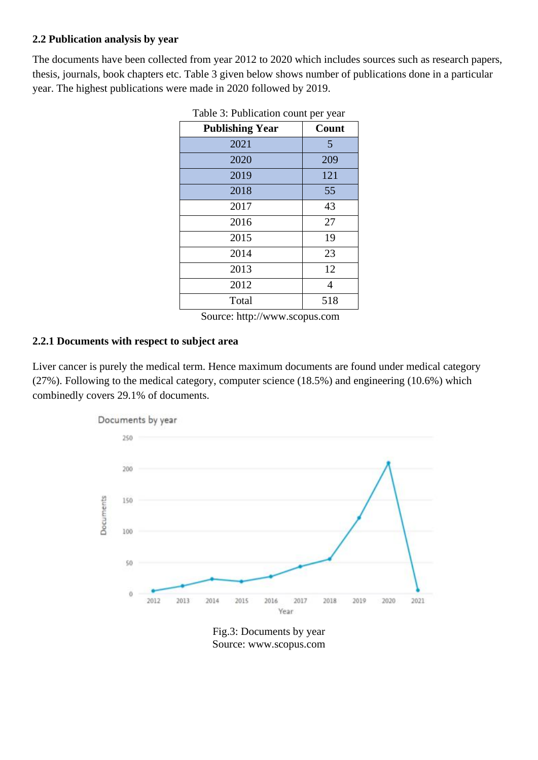### 2.2 Publication analysis by year

The documents have been collected from year 2012 to 2020 which includes sources such as research papers, thesis, journals, book chapters etc. Table 3 given below shows number of publications done in a particular year. The highest publications were made in 2020 followed by 2019.

Table 3: Publication count per year

| Publishing Year | Count |
|---|---|
| 2021 | 5 |
| 2020 | 209 |
| 2019 | 121 |
| 2018 | 55 |
| 2017 | 43 |
| 2016 | 27 |
| 2015 | 19 |
| 2014 | 23 |
| 2013 | 12 |
| 2012 | 4 |
| Total | 518 |

Source: http://www.scopus.com

#### 2.2.1 Documents with respect to subject area

Liver cancer is purely the medical term. Hence maximum documents are found under medical category (27%). Following to the medical category, computer science (18.5%) and engineering (10.6%) which combinedly covers 29.1% of documents.

Documents by year

Documents

250
200
150
100
50
0

2012 2013 2014 2015 2016 2017 2018 2019 2020 2021

Year

Fig.3: Documents by year
Source: www.scopus.com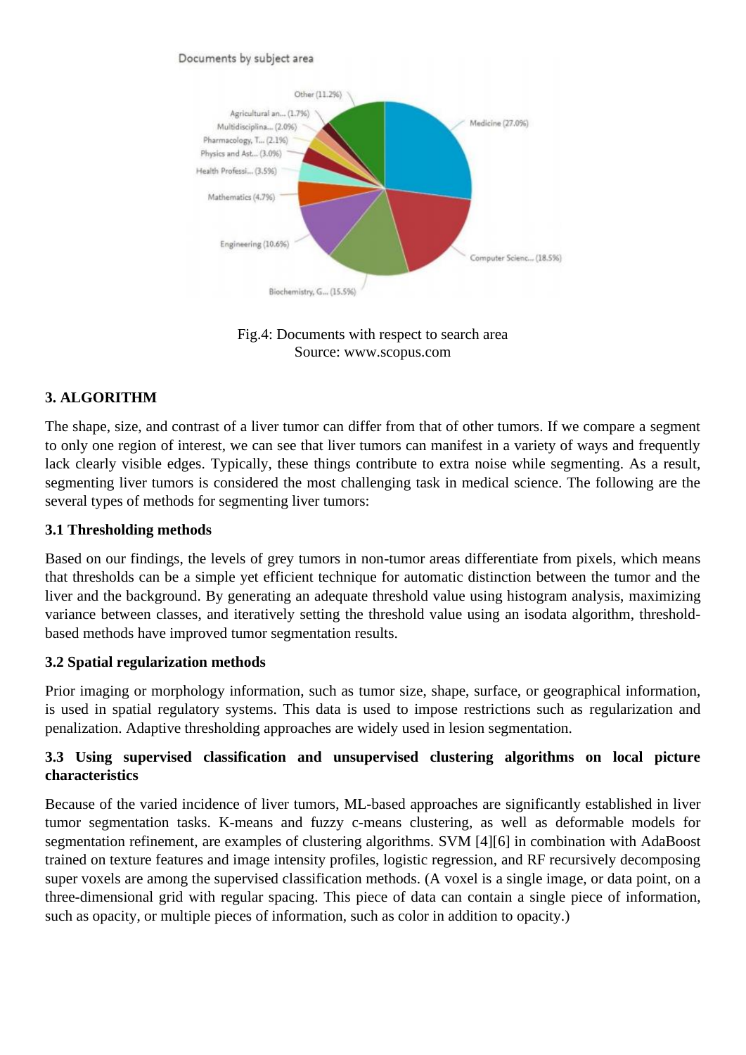Documents by subject area

Other (11.2%)

Agricultural an... (1.7%)

Multidisciplina... (2.0%)

Pharmacology, T... (2.1%)

Physics and Ast... (3.0%)

Health Professi... (3.5%)

Mathematics (4.7%)

Engineering (10.6%)

Biochemistry, G... (15.5%)

Computer Scienc... (18.5%)

Medicine (27.0%)

Fig.4: Documents with respect to search area
Source: www.scopus.com

## 3. ALGORITHM

The shape, size, and contrast of a liver tumor can differ from that of other tumors. If we compare a segment to only one region of interest, we can see that liver tumors can manifest in a variety of ways and frequently lack clearly visible edges. Typically, these things contribute to extra noise while segmenting. As a result, segmenting liver tumors is considered the most challenging task in medical science. The following are the several types of methods for segmenting liver tumors:

### 3.1 Thresholding methods

Based on our findings, the levels of grey tumors in non-tumor areas differentiate from pixels, which means that thresholds can be a simple yet efficient technique for automatic distinction between the tumor and the liver and the background. By generating an adequate threshold value using histogram analysis, maximizing variance between classes, and iteratively setting the threshold value using an isodata algorithm, threshold-based methods have improved tumor segmentation results.

### 3.2 Spatial regularization methods

Prior imaging or morphology information, such as tumor size, shape, surface, or geographical information, is used in spatial regulatory systems. This data is used to impose restrictions such as regularization and penalization. Adaptive thresholding approaches are widely used in lesion segmentation.

### 3.3 Using supervised classification and unsupervised clustering algorithms on local picture characteristics

Because of the varied incidence of liver tumors, ML-based approaches are significantly established in liver tumor segmentation tasks. K-means and fuzzy c-means clustering, as well as deformable models for segmentation refinement, are examples of clustering algorithms. SVM [4][6] in combination with AdaBoost trained on texture features and image intensity profiles, logistic regression, and RF recursively decomposing super voxels are among the supervised classification methods. (A voxel is a single image, or data point, on a three-dimensional grid with regular spacing. This piece of data can contain a single piece of information, such as opacity, or multiple pieces of information, such as color in addition to opacity.)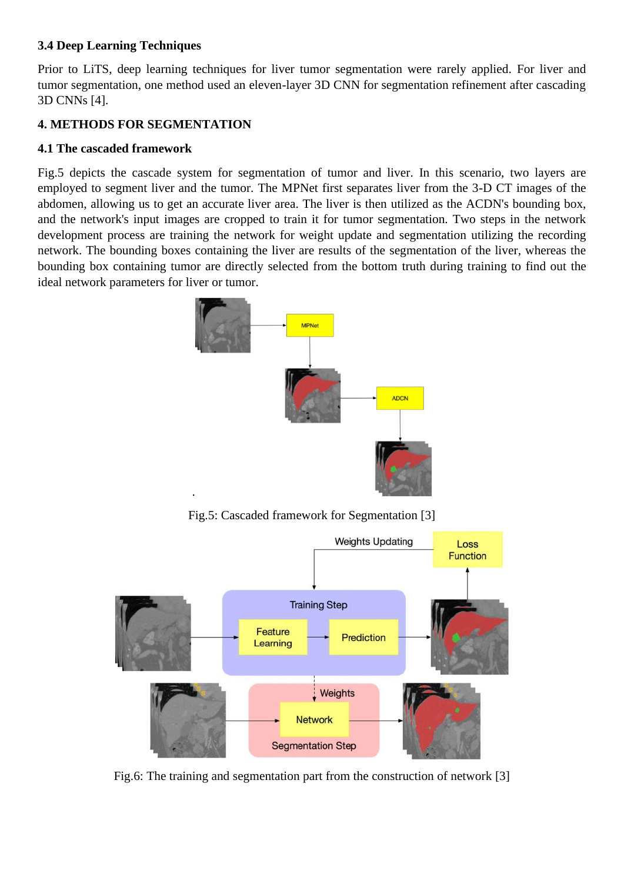### 3.4 Deep Learning Techniques

Prior to LiTS, deep learning techniques for liver tumor segmentation were rarely applied. For liver and tumor segmentation, one method used an eleven-layer 3D CNN for segmentation refinement after cascading 3D CNNs [4].

## 4. METHODS FOR SEGMENTATION

### 4.1 The cascaded framework

Fig.5 depicts the cascade system for segmentation of tumor and liver. In this scenario, two layers are employed to segment liver and the tumor. The MPNet first separates liver from the 3-D CT images of the abdomen, allowing us to get an accurate liver area. The liver is then utilized as the ACDN's bounding box, and the network's input images are cropped to train it for tumor segmentation. Two steps in the network development process are training the network for weight update and segmentation the recording network. The bounding boxes containing the liver are results of the segmentation of the liver, whereas the bounding box containing tumor are directly selected from the bottom truth during training to find out the ideal network parameters for liver or tumor.

MPNet

ADCN

Fig.5: Cascaded framework for Segmentation [3]

Weights Updating

Loss Function

Training Step

Feature Learning

Prediction

Weights

Network

Segmentation Step

Fig.6: The training and segmentation part from the construction of network [3]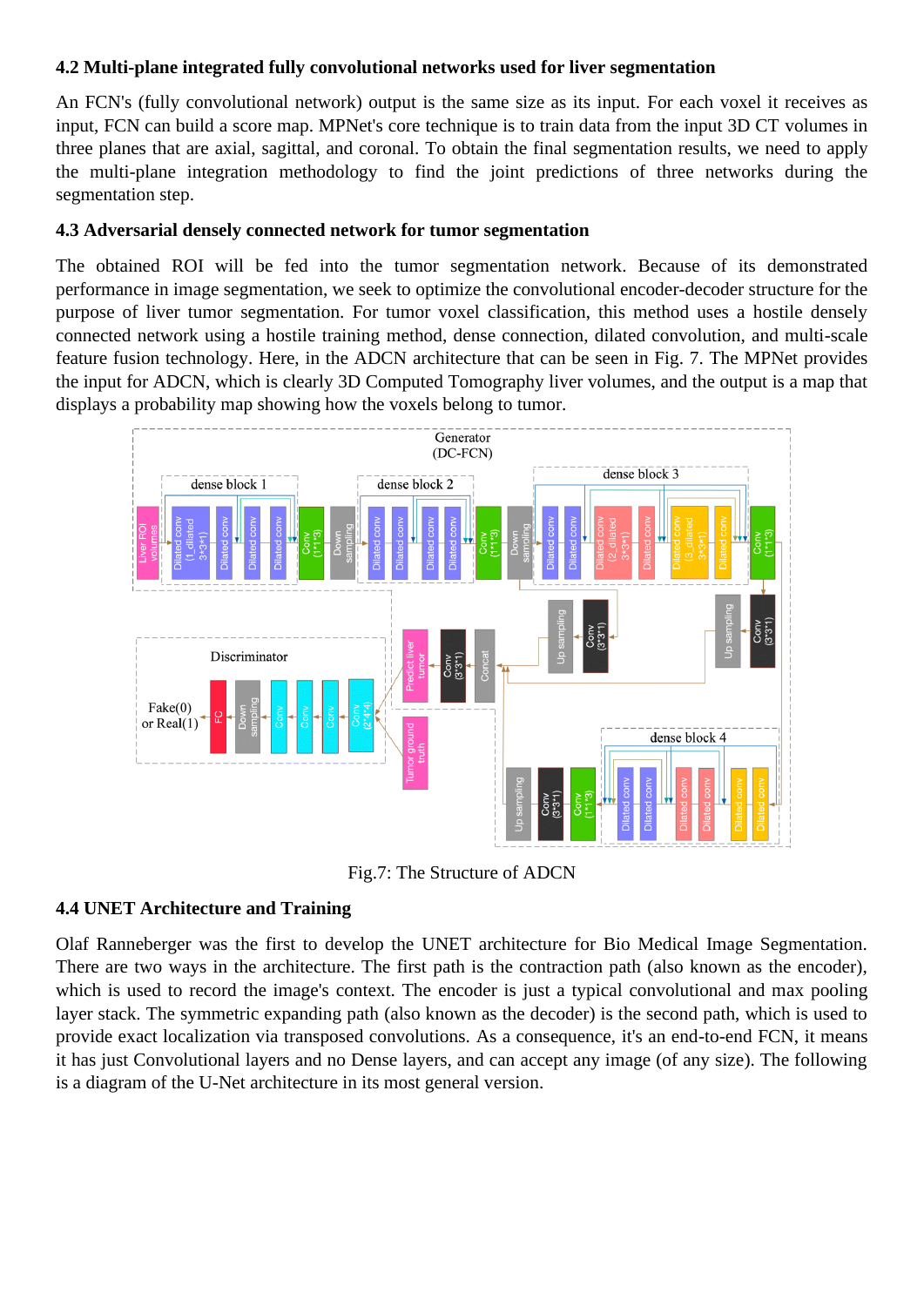### 4.2 Multi-plane integrated fully convolutional networks used for liver segmentation

An FCN's (fully convolutional network) output is the same size as its input. For each voxel it receives as input, FCN can build a score map. MPNet's core technique is to train data from the input 3D CT volumes in three planes that are axial, sagittal, and coronal. To obtain the final segmentation results, we need to apply the multi-plane integration methodology to find the joint predictions of three networks during the segmentation step.

### 4.3 Adversarial densely connected network for tumor segmentation

The obtained ROI will be fed into the tumor segmentation network. Because of its demonstrated performance in image segmentation, we seek to optimize the convolutional encoder-decoder structure for the purpose of liver tumor segmentation. For tumor voxel classification, this method uses a hostile densely connected network using a hostile training method, dense connection, dilated convolution, and multi-scale feature fusion technology. Here, in the ADCN architecture that can be seen in Fig. 7. The MPNet provides the input for ADCN, which is clearly 3D Computed Tomography liver volumes, and the output is a map that displays a probability map showing how the voxels belong to tumor.

Generator
(DC-FCN)
dense block 1
dense block 2
dense block 3
dense block 4
Discriminator
Liver ROI volumes
Dilated conv (1_dilated 3*3*1)
Dilated conv
Conv (1*1*3)
Down sampling
Dilated conv (2_dilated 3*3*1)
Dilated conv (3_dilated 3*3*1)
Conv (3*3*1)
Up sampling
Concat
Predict liver tumor
Tumor ground truth
Fake(0) or Real(1)
FC
Conv
Conv (2*4*4)

Fig.7: The Structure of ADCN

### 4.4 UNET Architecture and Training

Olaf Ranneberger was the first to develop the UNET architecture for Bio Medical Image Segmentation. There are two ways in the architecture. The first path is the contraction path (also known as the encoder), which is used to record the image's context. The encoder is just a typical convolutional and max pooling layer stack. The symmetric expanding path (also known as the decoder) is the second path, which is used to provide exact localization via transposed convolutions. As a consequence, it's an end-to-end FCN, it means it has just Convolutional layers and no Dense layers, and can accept any image (of any size). The following is a diagram of the U-Net architecture in its most general version.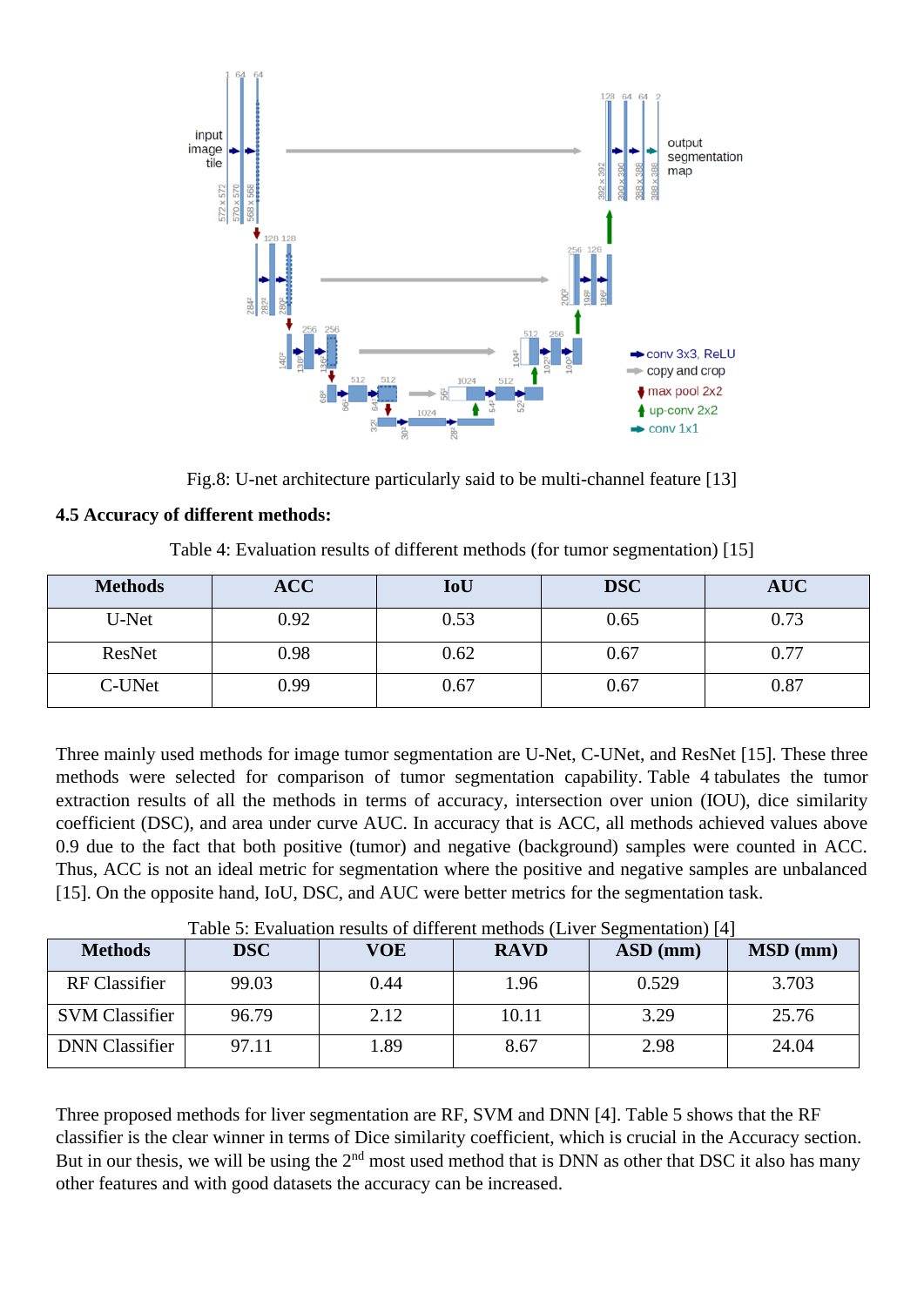Fig.8: U-net architecture particularly said to be multi-channel feature [13]

### 4.5 Accuracy of different methods:

Table 4: Evaluation results of different methods (for tumor segmentation) [15]

| Methods | ACC | IoU | DSC | AUC |
|---|---|---|---|---|
| U-Net | 0.92 | 0.53 | 0.65 | 0.73 |
| ResNet | 0.98 | 0.62 | 0.67 | 0.77 |
| C-UNet | 0.99 | 0.67 | 0.67 | 0.87 |

Three mainly used methods for image tumor segmentation are U-Net, C-UNet, and ResNet [15]. These three methods were selected for comparison of tumor segmentation capability. Table 4 tabulates the tumor extraction results of all the methods in terms of accuracy, intersection over union (IOU), dice similarity coefficient (DSC), and area under curve AUC. In accuracy that is ACC, all methods achieved values above 0.9 due to the fact that both positive (tumor) and negative (background) samples were counted in ACC. Thus, ACC is not an ideal metric for segmentation where the positive and negative samples are unbalanced [15]. On the opposite hand, IoU, DSC, and AUC were better metrics for the segmentation task.

Table 5: Evaluation results of different methods (Liver Segmentation) [4]

| Methods | DSC | VOE | RAVD | ASD (mm) | MSD (mm) |
|---|---|---|---|---|---|
| RF Classifier | 99.03 | 0.44 | 1.96 | 0.529 | 3.703 |
| SVM Classifier | 96.79 | 2.12 | 10.11 | 3.29 | 25.76 |
| DNN Classifier | 97.11 | 1.89 | 8.67 | 2.98 | 24.04 |

Three proposed methods for liver segmentation are RF, SVM and DNN [4]. Table 5 shows that the RF classifier is the clear winner in terms of Dice similarity coefficient, which is crucial in the Accuracy section. But in our thesis, we will be using the 2nd most used method that is DNN as other that DSC it also has many other features and with good datasets the accuracy can be increased.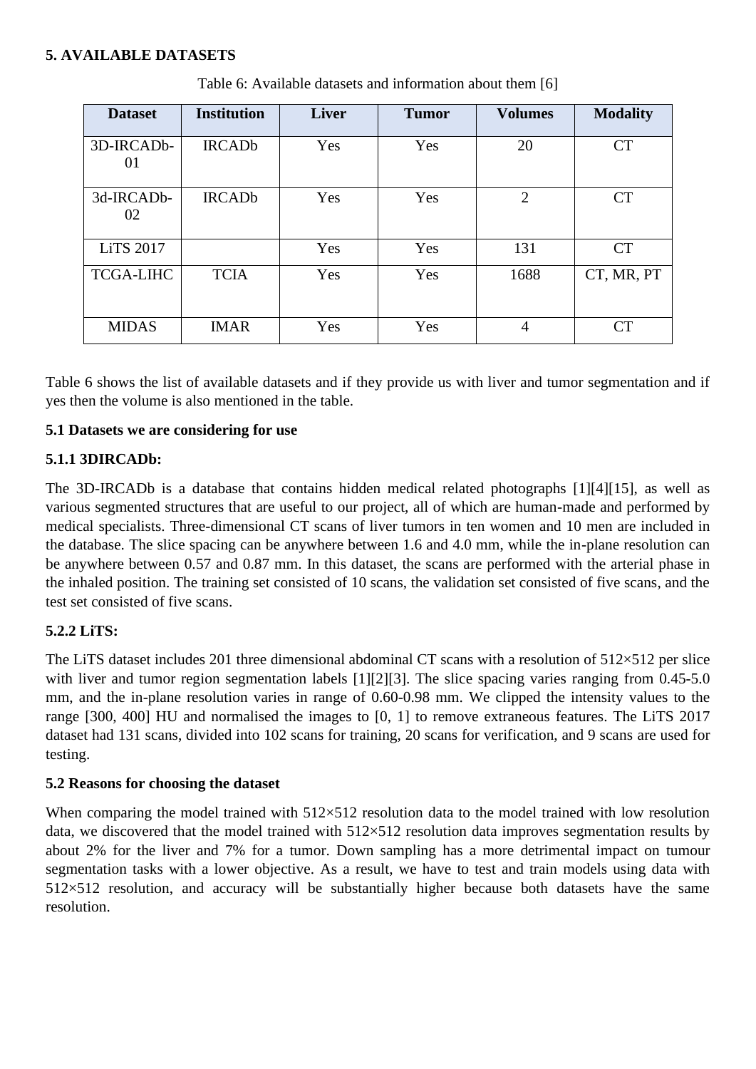## 5. AVAILABLE DATASETS

Table 6: Available datasets and information about them [6]

| Dataset | Institution | Liver | Tumor | Volumes | Modality |
|---|---|---|---|---|---|
| 3D-IRCADb-01 | IRCADb | Yes | Yes | 20 | CT |
| 3d-IRCADb-02 | IRCADb | Yes | Yes | 2 | CT |
| LiTS 2017 | | Yes | Yes | 131 | CT |
| TCGA-LIHC | TCIA | Yes | Yes | 1688 | CT, MR, PT |
| MIDAS | IMAR | Yes | Yes | 4 | CT |

Table 6 shows the list of available datasets and if they provide us with liver and tumor segmentation and if yes then the volume is also mentioned in the table.

### 5.1 Datasets we are considering for use

#### 5.1.1 3DIRCADb:

The 3D-IRCADb is a database that contains hidden medical related photographs [1][4][15], as well as various segmented structures that are useful to our project, all of which are human-made and performed by medical specialists. Three-dimensional CT scans of liver tumors in ten women and 10 men are included in the database. The slice spacing can be anywhere between 1.6 and 4.0 mm, while the in-plane resolution can be anywhere between 0.57 and 0.87 mm. In this dataset, the scans are performed with the arterial phase in the inhaled position. The training set consisted of 10 scans, the validation set consisted of five scans, and the test set consisted of five scans.

#### 5.2.2 LiTS:

The LiTS dataset includes 201 three dimensional abdominal CT scans with a resolution of 512×512 per slice with liver and tumor region segmentation labels [1][2][3]. The slice spacing varies ranging from 0.45-5.0 mm, and the in-plane resolution varies in range of 0.60-0.98 mm. We clipped the intensity values to the range [300, 400] HU and normalised the images to [0, 1] to remove extraneous features. The LiTS 2017 dataset had 131 scans, divided into 102 scans for training, 20 scans for verification, and 9 scans are used for testing.

### 5.2 Reasons for choosing the dataset

When comparing the model trained with 512×512 resolution data to the model trained with low resolution data, we discovered that the model trained with 512×512 resolution data improves segmentation results by about 2% for the liver and 7% for a tumor. Down sampling has a more detrimental impact on tumour segmentation tasks with a lower objective. As a result, we have to test and train models using data with 512×512 resolution, and accuracy will be substantially higher because both datasets have the same resolution.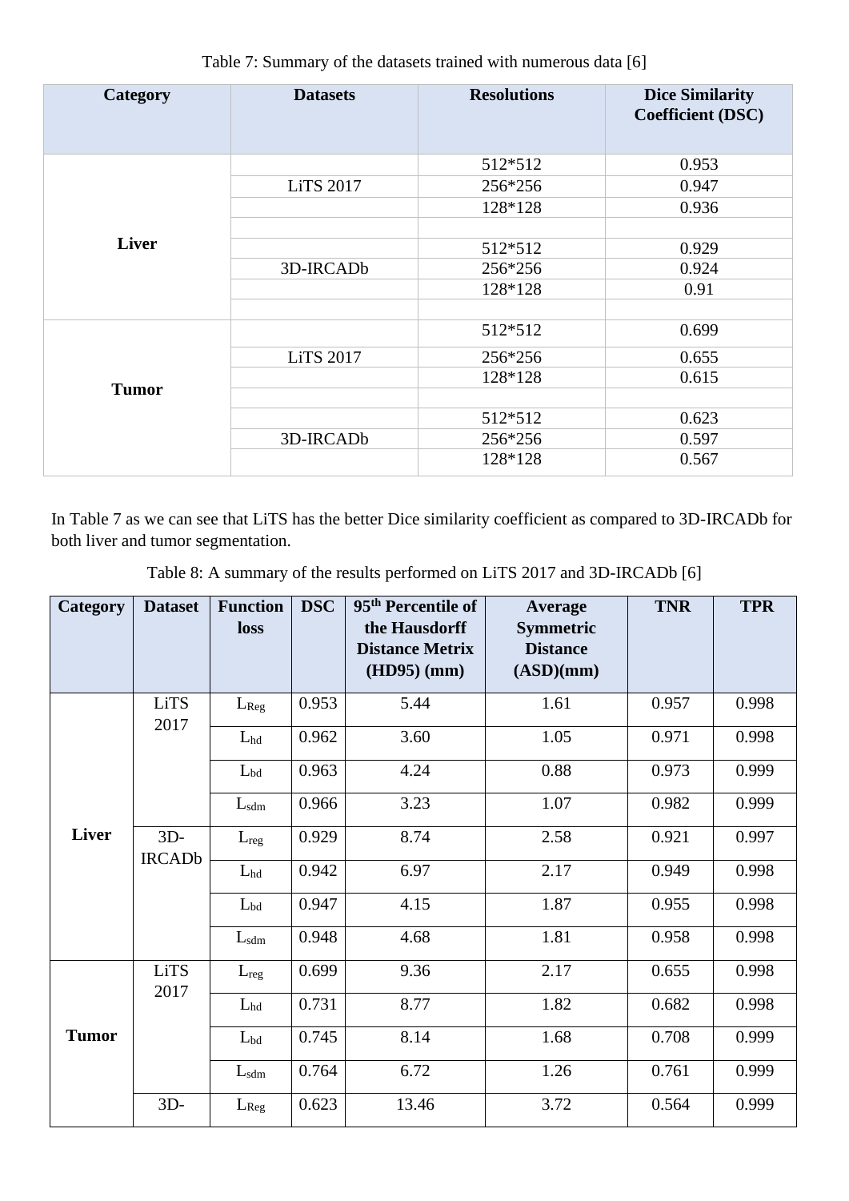Table 7: Summary of the datasets trained with numerous data [6]

| Category | Datasets | Resolutions | Dice Similarity Coefficient (DSC) |
|---|---|---|---|
| Liver | LiTS 2017 | 512*512 | 0.953 |
| | | 256*256 | 0.947 |
| | | 128*128 | 0.936 |
| | | | |
| | 3D-IRCADb | 512*512 | 0.929 |
| | | 256*256 | 0.924 |
| | | 128*128 | 0.91 |
| | | | |
| Tumor | LiTS 2017 | 512*512 | 0.699 |
| | | 256*256 | 0.655 |
| | | 128*128 | 0.615 |
| | | | |
| | 3D-IRCADb | 512*512 | 0.623 |
| | | 256*256 | 0.597 |
| | | 128*128 | 0.567 |

In Table 7 as we can see that LiTS has the better Dice similarity coefficient as compared to 3D-IRCADb for both liver and tumor segmentation.

Table 8: A summary of the results performed on LiTS 2017 and 3D-IRCADb [6]

| Category | Dataset | Function loss | DSC | 95th Percentile of the Hausdorff Distance Metrix (HD95) (mm) | Average Symmetric Distance (ASD)(mm) | TNR | TPR |
|---|---|---|---|---|---|---|---|
| Liver | LiTS 2017 | $L_{Reg}$ | 0.953 | 5.44 | 1.61 | 0.957 | 0.998 |
| | | $L_{hd}$ | 0.962 | 3.60 | 1.05 | 0.971 | 0.998 |
| | | $L_{bd}$ | 0.963 | 4.24 | 0.88 | 0.973 | 0.999 |
| | | $L_{sdm}$ | 0.966 | 3.23 | 1.07 | 0.982 | 0.999 |
| | 3D-IRCADb | $L_{reg}$ | 0.929 | 8.74 | 2.58 | 0.921 | 0.997 |
| | | $L_{hd}$ | 0.942 | 6.97 | 2.17 | 0.949 | 0.998 |
| | | $L_{bd}$ | 0.947 | 4.15 | 1.87 | 0.955 | 0.998 |
| | | $L_{sdm}$ | 0.948 | 4.68 | 1.81 | 0.958 | 0.998 |
| Tumor | LiTS 2017 | $L_{reg}$ | 0.699 | 9.36 | 2.17 | 0.655 | 0.998 |
| | | $L_{hd}$ | 0.731 | 8.77 | 1.82 | 0.682 | 0.998 |
| | | $L_{bd}$ | 0.745 | 8.14 | 1.68 | 0.708 | 0.999 |
| | | $L_{sdm}$ | 0.764 | 6.72 | 1.26 | 0.761 | 0.999 |
| | 3D- | $L_{Reg}$ | 0.623 | 13.46 | 3.72 | 0.564 | 0.999 |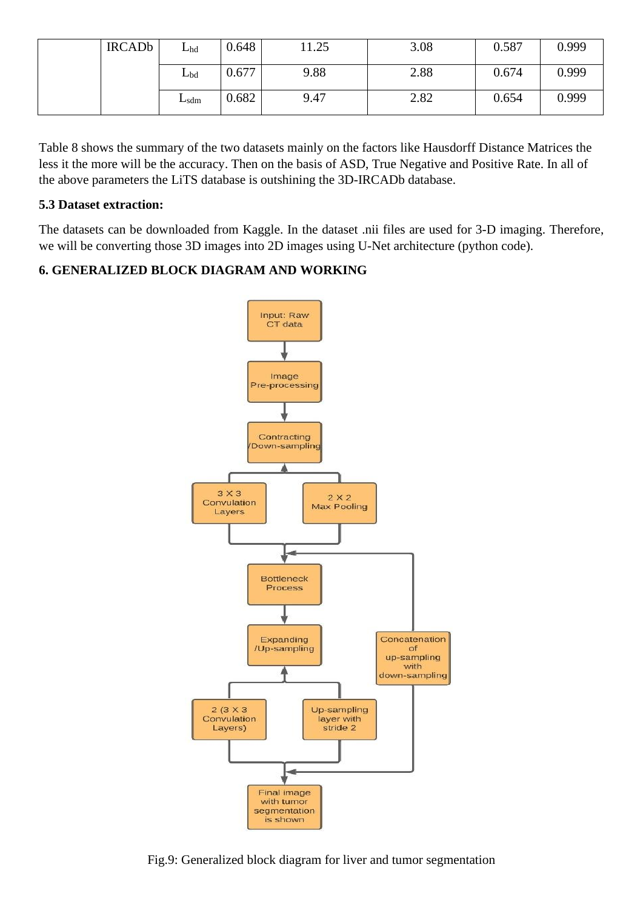| | | | | | | | |
|---|---|---|---|---|---|---|---|
| | IRCADb | $L_{hd}$ | 0.648 | 11.25 | 3.08 | 0.587 | 0.999 |
| | | $L_{bd}$ | 0.677 | 9.88 | 2.88 | 0.674 | 0.999 |
| | | $L_{sdm}$ | 0.682 | 9.47 | 2.82 | 0.654 | 0.999 |

Table 8 shows the summary of the two datasets mainly on the factors like Hausdorff Distance Matrices the less it the more will be the accuracy. Then on the basis of ASD, True Negative and Positive Rate. In all of the above parameters the LiTS database is outshining the 3D-IRCADb database.

**5.3 Dataset extraction:**

The datasets can be downloaded from Kaggle. In the dataset .nii files are used for 3-D imaging. Therefore, we will be converting those 3D images into 2D images using U-Net architecture (python code).

## 6. GENERALIZED BLOCK DIAGRAM AND WORKING

Input: Raw CT data

Image Pre-processing

Contracting /Down-sampling

3 X 3 Convulation Layers

2 X 2 Max Pooling

Bottleneck Process

Expanding /Up-sampling

Concatenation of up-sampling with down-sampling

2 (3 X 3 Convulation Layers)

Up-sampling layer with stride 2

Final image with tumor segmentation is shown

Fig.9: Generalized block diagram for liver and tumor segmentation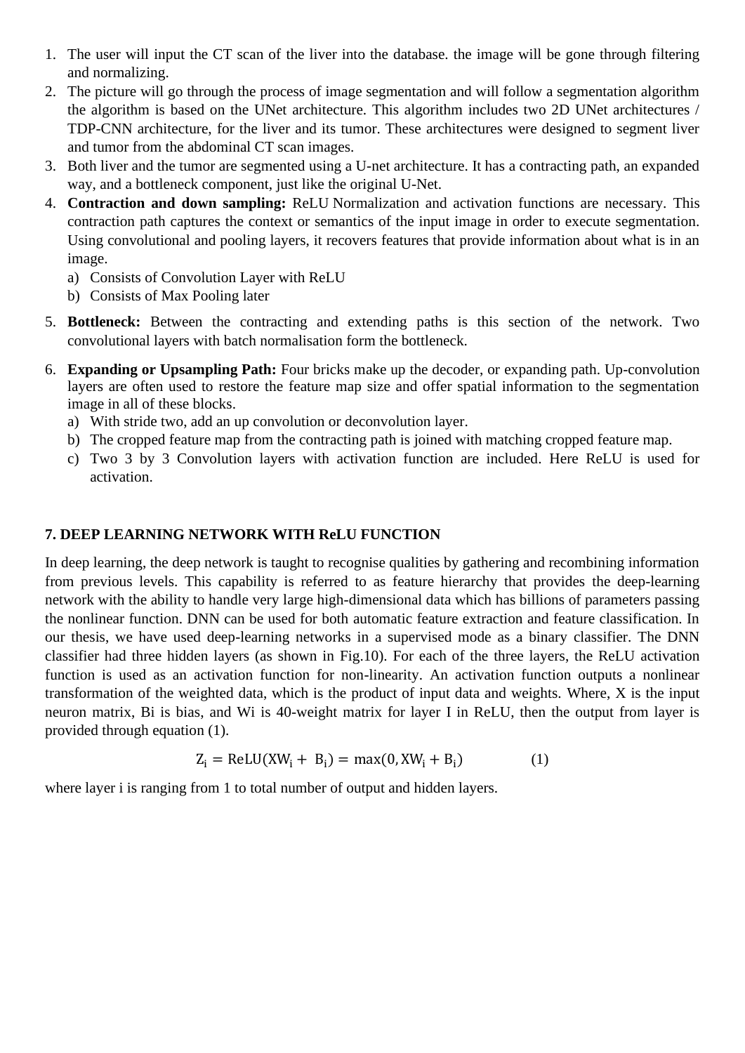1. The user will input the CT scan of the liver into the database. the image will be gone through filtering and normalizing.
2. The picture will go through the process of image segmentation and will follow a segmentation algorithm the algorithm is based on the UNet architecture. This algorithm includes two 2D UNet architectures / TDP-CNN architecture, for the liver and its tumor. These architectures were designed to segment liver and tumor from the abdominal CT scan images.
3. Both liver and the tumor are segmented using a U-net architecture. It has a contracting path, an expanded way, and a bottleneck component, just like the original U-Net.
4. **Contraction and down sampling:** ReLU Normalization and activation functions are necessary. This contraction path captures the context or semantics of the input image in order to execute segmentation. Using convolutional and pooling layers, it recovers features that provide information about what is in an image.
   a) Consists of Convolution Layer with ReLU
   b) Consists of Max Pooling later
5. **Bottleneck:** Between the contracting and extending paths is this section of the network. Two convolutional layers with batch normalisation form the bottleneck.
6. **Expanding or Upsampling Path:** Four bricks make up the decoder, or expanding path. Up-convolution layers are often used to restore the feature map size and offer spatial information to the segmentation image in all of these blocks.
   a) With stride two, add an up convolution or deconvolution layer.
   b) The cropped feature map from the contracting path is joined with matching cropped feature map.
   c) Two 3 by 3 Convolution layers with activation function are included. Here ReLU is used for activation.

## 7. DEEP LEARNING NETWORK WITH ReLU FUNCTION

In deep learning, the deep network is taught to recognise qualities by gathering and recombining information from previous levels. This capability is referred to as feature hierarchy that provides the deep-learning network with the ability to handle very large high-dimensional data which has billions of parameters passing the nonlinear function. DNN can be used for both automatic feature extraction and feature classification. In our thesis, we have used deep-learning networks in a supervised mode as a binary classifier. The DNN classifier had three hidden layers (as shown in Fig.10). For each of the three layers, the ReLU activation function is used as an activation function for non-linearity. An activation function outputs a nonlinear transformation of the weighted data, which is the product of input data and weights. Where, X is the input neuron matrix, Bi is bias, and Wi is 40-weight matrix for layer I in ReLU, then the output from layer is provided through equation (1).

$$Z_i = \text{ReLU}(XW_i + B_i) = \max(0, XW_i + B_i) \qquad (1)$$

where layer i is ranging from 1 to total number of output and hidden layers.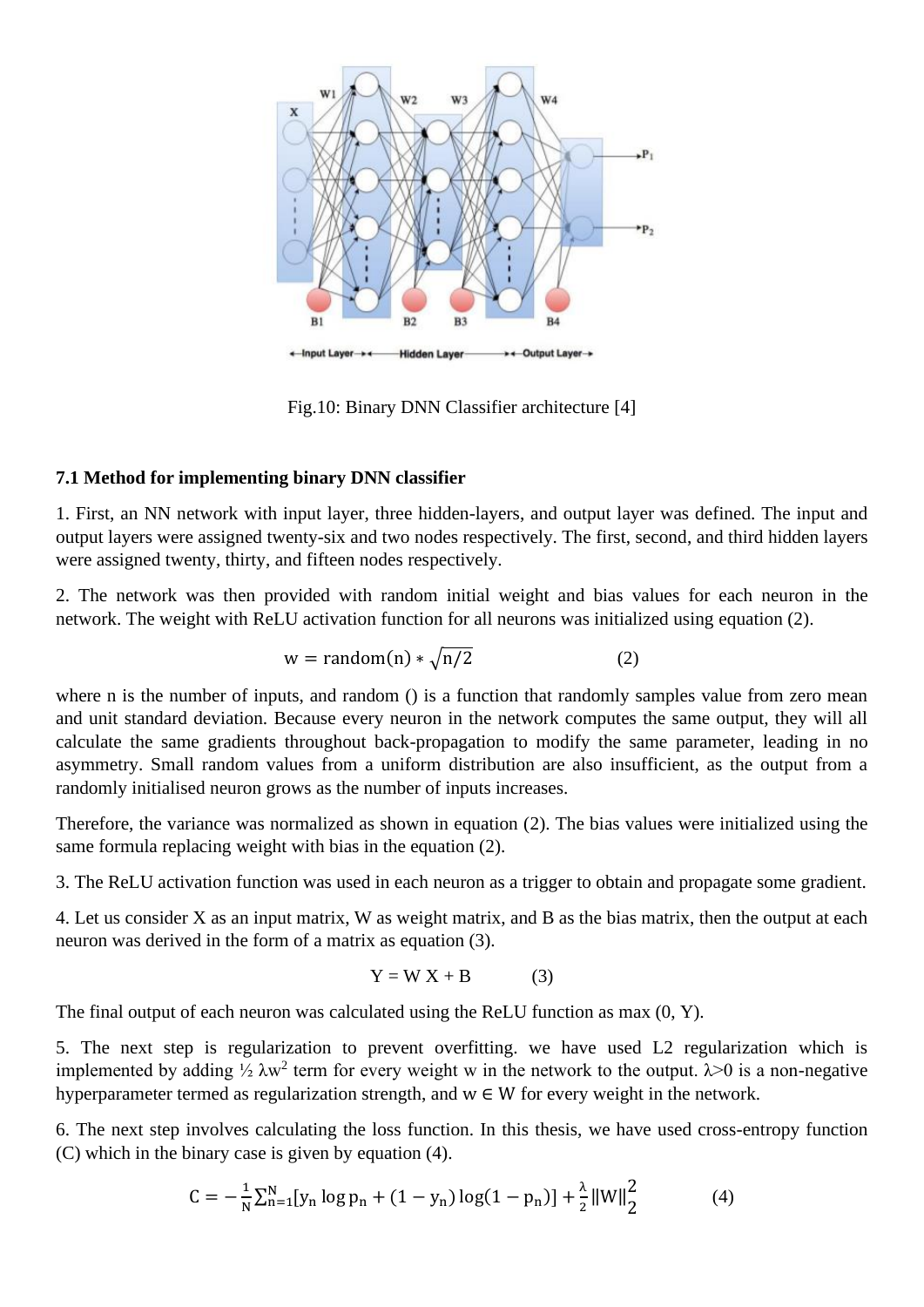W1 W2 W3 W4

X

P1

P2

B1 B2 B3 B4

Input Layer Hidden Layer Output Layer

Fig.10: Binary DNN Classifier architecture [4]

### 7.1 Method for implementing binary DNN classifier

1. First, an NN network with input layer, three hidden-layers, and output layer was defined. The input and output layers were assigned twenty-six and two nodes respectively. The first, second, and third hidden layers were assigned twenty, thirty, and fifteen nodes respectively.

2. The network was then provided with random initial weight and bias values for each neuron in the network. The weight with ReLU activation function for all neurons was initialized using equation (2).

$$\mathrm{w} = \mathrm{random(n)} * \sqrt{\mathrm{n}/2} \qquad (2)$$

where n is the number of inputs, and random () is a function that randomly samples value from zero mean and unit standard deviation. Because every neuron in the network computes the same output, they will all calculate the same gradients throughout back-propagation to modify the same parameter, leading in no asymmetry. Small random values from a uniform distribution are also insufficient, as the output from a randomly initialised neuron grows as the number of inputs increases.

Therefore, the variance was normalized as shown in equation (2). The bias values were initialized using the same formula replacing weight with bias in the equation (2).

3. The ReLU activation function was used in each neuron as a trigger to obtain and propagate some gradient.

4. Let us consider X as an input matrix, W as weight matrix, and B as the bias matrix, then the output at each neuron was derived in the form of a matrix as equation (3).

$$\mathrm{Y = W\,X + B} \qquad (3)$$

The final output of each neuron was calculated using the ReLU function as max (0, Y).

5. The next step is regularization to prevent overfitting. we have used L2 regularization which is implemented by adding ½ $\lambda w^2$ term for every weight w in the network to the output. $\lambda>0$ is a non-negative hyperparameter termed as regularization strength, and $w \in W$ for every weight in the network.

6. The next step involves calculating the loss function. In this thesis, we have used cross-entropy function (C) which in the binary case is given by equation (4).

$$\mathrm{C} = -\frac{1}{N}\sum_{n=1}^{N}[y_n \log p_n + (1-y_n)\log(1-p_n)] + \frac{\lambda}{2}\|W\|_2^2 \qquad (4)$$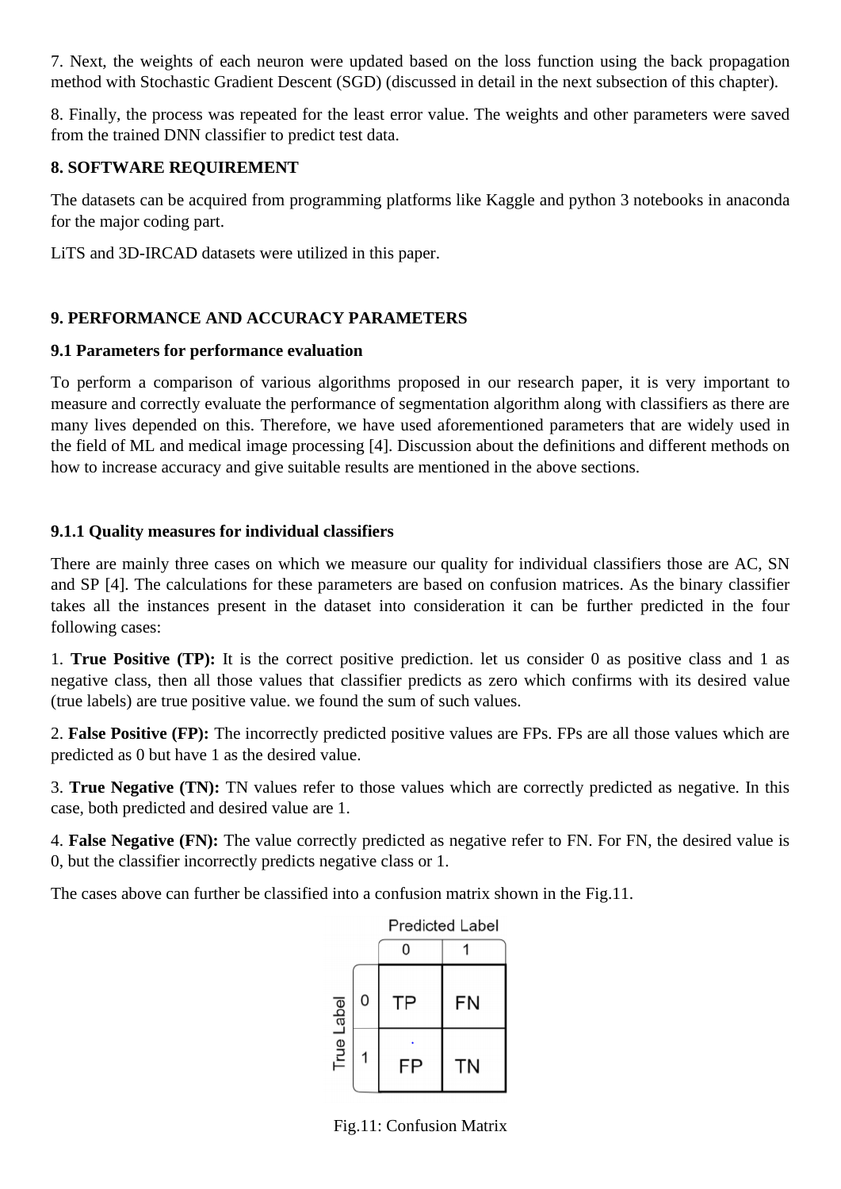7. Next, the weights of each neuron were updated based on the loss function using the back propagation method with Stochastic Gradient Descent (SGD) (discussed in detail in the next subsection of this chapter).

8. Finally, the process was repeated for the least error value. The weights and other parameters were saved from the trained DNN classifier to predict test data.

**8. SOFTWARE REQUIREMENT**

The datasets can be acquired from programming platforms like Kaggle and python 3 notebooks in anaconda for the major coding part.

LiTS and 3D-IRCAD datasets were utilized in this paper.

**9. PERFORMANCE AND ACCURACY PARAMETERS**

**9.1 Parameters for performance evaluation**

To perform a comparison of various algorithms proposed in our research paper, it is very important to measure and correctly evaluate the performance of segmentation algorithm along with classifiers as there are many lives depended on this. Therefore, we have used aforementioned parameters that are widely used in the field of ML and medical image processing [4]. Discussion about the definitions and different methods on how to increase accuracy and give suitable results are mentioned in the above sections.

**9.1.1 Quality measures for individual classifiers**

There are mainly three cases on which we measure our quality for individual classifiers those are AC, SN and SP [4]. The calculations for these parameters are based on confusion matrices. As the binary classifier takes all the instances present in the dataset into consideration it can be further predicted in the four following cases:

1. **True Positive (TP):** It is the correct positive prediction. let us consider 0 as positive class and 1 as negative class, then all those values that classifier predicts as zero which confirms with its desired value (true labels) are true positive value. we found the sum of such values.

2. **False Positive (FP):** The incorrectly predicted positive values are FPs. FPs are all those values which are predicted as 0 but have 1 as the desired value.

3. **True Negative (TN):** TN values refer to those values which are correctly predicted as negative. In this case, both predicted and desired value are 1.

4. **False Negative (FN):** The value correctly predicted as negative refer to FN. For FN, the desired value is 0, but the classifier incorrectly predicts negative class or 1.

The cases above can further be classified into a confusion matrix shown in the Fig.11.

Predicted Label
0
1
True Label
0
TP
FN
1
FP
TN

Fig.11: Confusion Matrix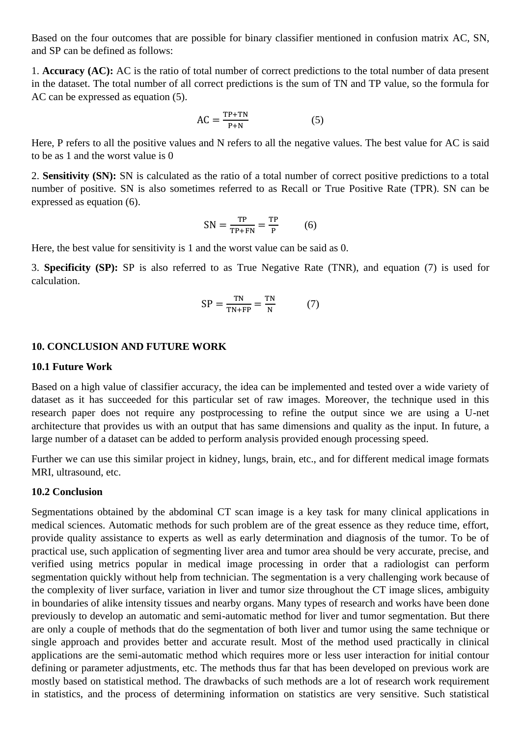Based on the four outcomes that are possible for binary classifier mentioned in confusion matrix AC, SN, and SP can be defined as follows:

1. **Accuracy (AC):** AC is the ratio of total number of correct predictions to the total number of data present in the dataset. The total number of all correct predictions is the sum of TN and TP value, so the formula for AC can be expressed as equation (5).

$$\mathrm{AC} = \frac{\mathrm{TP+TN}}{\mathrm{P+N}} \qquad (5)$$

Here, P refers to all the positive values and N refers to all the negative values. The best value for AC is said to be as 1 and the worst value is 0

2. **Sensitivity (SN):** SN is calculated as the ratio of a total number of correct positive predictions to a total number of positive. SN is also sometimes referred to as Recall or True Positive Rate (TPR). SN can be expressed as equation (6).

$$\mathrm{SN} = \frac{\mathrm{TP}}{\mathrm{TP+FN}} = \frac{\mathrm{TP}}{\mathrm{P}} \qquad (6)$$

Here, the best value for sensitivity is 1 and the worst value can be said as 0.

3. **Specificity (SP):** SP is also referred to as True Negative Rate (TNR), and equation (7) is used for calculation.

$$\mathrm{SP} = \frac{\mathrm{TN}}{\mathrm{TN+FP}} = \frac{\mathrm{TN}}{\mathrm{N}} \qquad (7)$$

## 10. CONCLUSION AND FUTURE WORK

### 10.1 Future Work

Based on a high value of classifier accuracy, the idea can be implemented and tested over a wide variety of dataset as it has succeeded for this particular set of raw images. Moreover, the technique used in this research paper does not require any postprocessing to refine the output since we are using a U-net architecture that provides us with an output that has same dimensions and quality as the input. In future, a large number of a dataset can be added to perform analysis provided enough processing speed.

Further we can use this similar project in kidney, lungs, brain, etc., and for different medical image formats MRI, ultrasound, etc.

### 10.2 Conclusion

Segmentations obtained by the abdominal CT scan image is a key task for many clinical applications in medical sciences. Automatic methods for such problem are of the great essence as they reduce time, effort, provide quality assistance to experts as well as early determination and diagnosis of the tumor. To be of practical use, such application of segmenting liver area and tumor area should be very accurate, precise, and verified using metrics popular in medical image processing in order that a radiologist can perform segmentation quickly without help from technician. The segmentation is a very challenging work because of the complexity of liver surface, variation in liver and tumor size throughout the CT image slices, ambiguity in boundaries of alike intensity tissues and nearby organs. Many types of research and works have been done previously to develop an automatic and semi-automatic method for liver and tumor segmentation. But there are only a couple of methods that do the segmentation of both liver and tumor using the same technique or single approach and provides better and accurate result. Most of the method used practically in clinical applications are the semi-automatic method which requires more or less user interaction for initial contour defining or parameter adjustments, etc. The methods thus far that has been developed on previous work are mostly based on statistical method. The drawbacks of such methods are a lot of research work requirement in statistics, and the process of determining information on statistics are very sensitive. Such statistical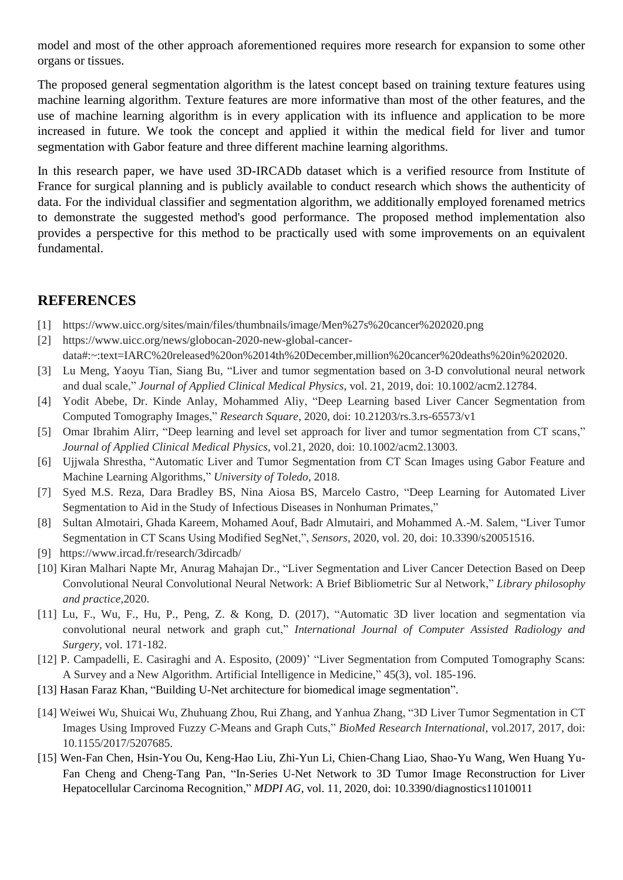model and most of the other approach aforementioned requires more research for expansion to some other organs or tissues.

The proposed general segmentation algorithm is the latest concept based on training texture features using machine learning algorithm. Texture features are more informative than most of the other features, and the use of machine learning algorithm is in every application with its influence and application to be more increased in future. We took the concept and applied it within the medical field for liver and tumor segmentation with Gabor feature and three different machine learning algorithms.

In this research paper, we have used 3D-IRCADb dataset which is a verified resource from Institute of France for surgical planning and is publicly available to conduct research which shows the authenticity of data. For the individual classifier and segmentation algorithm, we additionally employed forenamed metrics to demonstrate the suggested method's good performance. The proposed method implementation also provides a perspective for this method to be practically used with some improvements on an equivalent fundamental.

## REFERENCES

[1] https://www.uicc.org/sites/main/files/thumbnails/image/Men%27s%20cancer%202020.png

[2] https://www.uicc.org/news/globocan-2020-new-global-cancer-data#:~:text=IARC%20released%20on%2014th%20December,million%20cancer%20deaths%20in%202020.

[3] Lu Meng, Yaoyu Tian, Siang Bu, "Liver and tumor segmentation based on 3-D convolutional neural network and dual scale," *Journal of Applied Clinical Medical Physics*, vol. 21, 2019, doi: 10.1002/acm2.12784.

[4] Yodit Abebe, Dr. Kinde Anlay, Mohammed Aliy, "Deep Learning based Liver Cancer Segmentation from Computed Tomography Images," *Research Square*, 2020, doi: 10.21203/rs.3.rs-65573/v1

[5] Omar Ibrahim Alirr, "Deep learning and level set approach for liver and tumor segmentation from CT scans," *Journal of Applied Clinical Medical Physics*, vol.21, 2020, doi: 10.1002/acm2.13003.

[6] Ujjwala Shrestha, "Automatic Liver and Tumor Segmentation from CT Scan Images using Gabor Feature and Machine Learning Algorithms," *University of Toledo*, 2018.

[7] Syed M.S. Reza, Dara Bradley BS, Nina Aiosa BS, Marcelo Castro, "Deep Learning for Automated Liver Segmentation to Aid in the Study of Infectious Diseases in Nonhuman Primates,"

[8] Sultan Almotairi, Ghada Kareem, Mohamed Aouf, Badr Almutairi, and Mohammed A.-M. Salem, "Liver Tumor Segmentation in CT Scans Using Modified SegNet,", *Sensors*, 2020, vol. 20, doi: 10.3390/s20051516.

[9] https://www.ircad.fr/research/3dircadb/

[10] Kiran Malhari Napte Mr, Anurag Mahajan Dr., "Liver Segmentation and Liver Cancer Detection Based on Deep Convolutional Neural Convolutional Neural Network: A Brief Bibliometric Sur al Network," *Library philosophy and practice*,2020.

[11] Lu, F., Wu, F., Hu, P., Peng, Z. & Kong, D. (2017), "Automatic 3D liver location and segmentation via convolutional neural network and graph cut," *International Journal of Computer Assisted Radiology and Surgery*, vol. 171-182.

[12] P. Campadelli, E. Casiraghi and A. Esposito, (2009)' "Liver Segmentation from Computed Tomography Scans: A Survey and a New Algorithm. Artificial Intelligence in Medicine," 45(3), vol. 185-196.

[13] Hasan Faraz Khan, "Building U-Net architecture for biomedical image segmentation".

[14] Weiwei Wu, Shuicai Wu, Zhuhuang Zhou, Rui Zhang, and Yanhua Zhang, "3D Liver Tumor Segmentation in CT Images Using Improved Fuzzy *C*-Means and Graph Cuts," *BioMed Research International*, vol.2017, 2017, doi: 10.1155/2017/5207685.

[15] Wen-Fan Chen, Hsin-You Ou, Keng-Hao Liu, Zhi-Yun Li, Chien-Chang Liao, Shao-Yu Wang, Wen Huang Yu-Fan Cheng and Cheng-Tang Pan, "In-Series U-Net Network to 3D Tumor Image Reconstruction for Liver Hepatocellular Carcinoma Recognition," *MDPI AG*, vol. 11, 2020, doi: 10.3390/diagnostics11010011